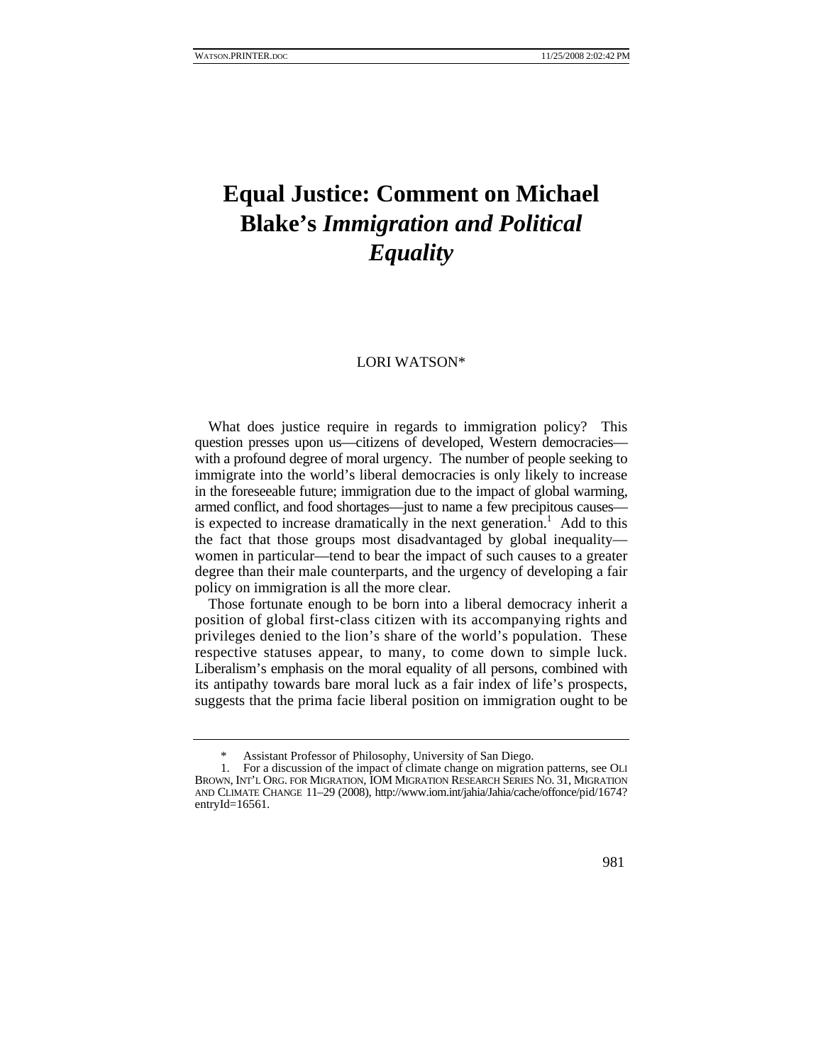# Equal Justice: Comment on Michael Blake's *Immigration and Political Equality*

LORI WATSON*

What does justice require in regards to immigration policy? This question presses upon us—citizens of developed, Western democracies—with a profound degree of moral urgency. The number of people seeking to immigrate into the world's liberal democracies is only likely to increase in the foreseeable future; immigration due to the impact of global warming, armed conflict, and food shortages—just to name a few precipitous causes—is expected to increase dramatically in the next generation.[1] Add to this the fact that those groups most disadvantaged by global inequality—women in particular—tend to bear the impact of such causes to a greater degree than their male counterparts, and the urgency of developing a fair policy on immigration is all the more clear.

Those fortunate enough to be born into a liberal democracy inherit a position of global first-class citizen with its accompanying rights and privileges denied to the lion's share of the world's population. These respective statuses appear, to many, to come down to simple luck. Liberalism's emphasis on the moral equality of all persons, combined with its antipathy towards bare moral luck as a fair index of life's prospects, suggests that the prima facie liberal position on immigration ought to be

---

\* Assistant Professor of Philosophy, University of San Diego.

1. For a discussion of the impact of climate change on migration patterns, see OLI BROWN, INT'L ORG. FOR MIGRATION, IOM MIGRATION RESEARCH SERIES NO. 31, MIGRATION AND CLIMATE CHANGE 11–29 (2008), http://www.iom.int/jahia/Jahia/cache/offonce/pid/1674?entryId=16561.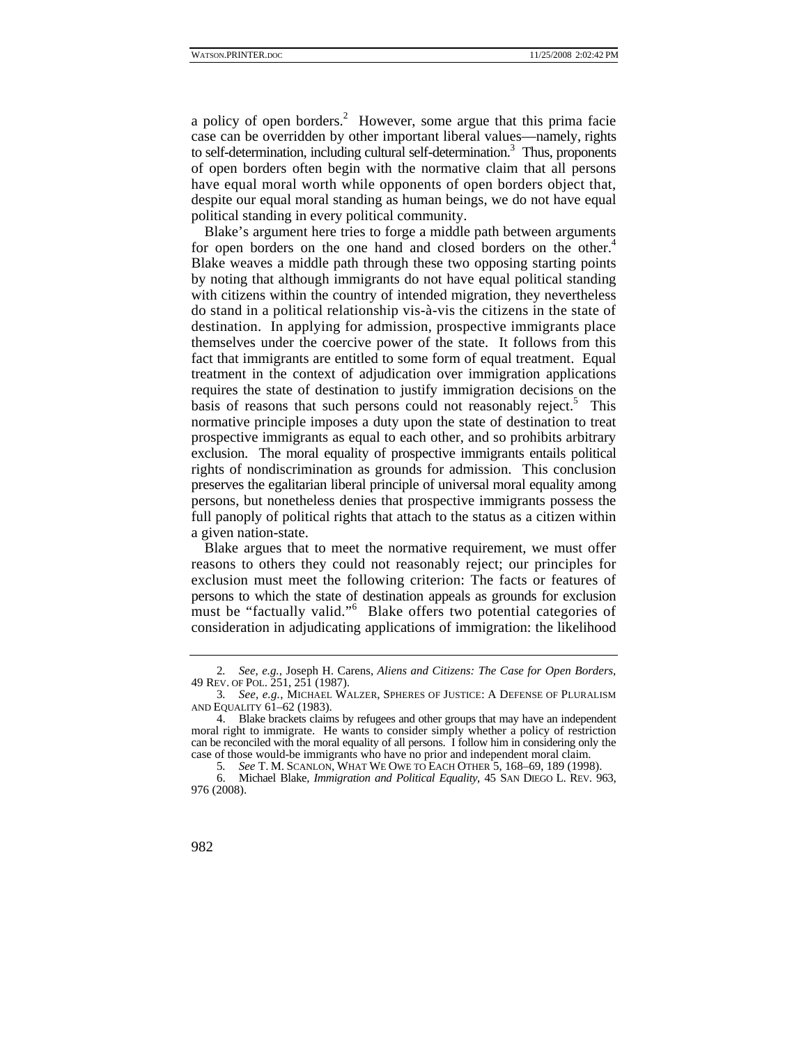a policy of open borders.[2] However, some argue that this prima facie case can be overridden by other important liberal values—namely, rights to self-determination, including cultural self-determination.[3] Thus, proponents of open borders often begin with the normative claim that all persons have equal moral worth while opponents of open borders object that, despite our equal moral standing as human beings, we do not have equal political standing in every political community.

Blake's argument here tries to forge a middle path between arguments for open borders on the one hand and closed borders on the other.[4] Blake weaves a middle path through these two opposing starting points by noting that although immigrants do not have equal political standing with citizens within the country of intended migration, they nevertheless do stand in a political relationship vis-à-vis the citizens in the state of destination. In applying for admission, prospective immigrants place themselves under the coercive power of the state. It follows from this fact that immigrants are entitled to some form of equal treatment. Equal treatment in the context of adjudication over immigration applications requires the state of destination to justify immigration decisions on the basis of reasons that such persons could not reasonably reject.[5] This normative principle imposes a duty upon the state of destination to treat prospective immigrants as equal to each other, and so prohibits arbitrary exclusion. The moral equality of prospective immigrants entails political rights of nondiscrimination as grounds for admission. This conclusion preserves the egalitarian liberal principle of universal moral equality among persons, but nonetheless denies that prospective immigrants possess the full panoply of political rights that attach to the status as a citizen within a given nation-state.

Blake argues that to meet the normative requirement, we must offer reasons to others they could not reasonably reject; our principles for exclusion must meet the following criterion: The facts or features of persons to which the state of destination appeals as grounds for exclusion must be "factually valid."[6] Blake offers two potential categories of consideration in adjudicating applications of immigration: the likelihood

---

2. *See, e.g.*, Joseph H. Carens, *Aliens and Citizens: The Case for Open Borders*, 49 REV. OF POL. 251, 251 (1987).

3. *See, e.g.*, MICHAEL WALZER, SPHERES OF JUSTICE: A DEFENSE OF PLURALISM AND EQUALITY 61–62 (1983).

4. Blake brackets claims by refugees and other groups that may have an independent moral right to immigrate. He wants to consider simply whether a policy of restriction can be reconciled with the moral equality of all persons. I follow him in considering only the case of those would-be immigrants who have no prior and independent moral claim.

5. *See* T. M. SCANLON, WHAT WE OWE TO EACH OTHER 5, 168–69, 189 (1998).

6. Michael Blake, *Immigration and Political Equality*, 45 SAN DIEGO L. REV. 963, 976 (2008).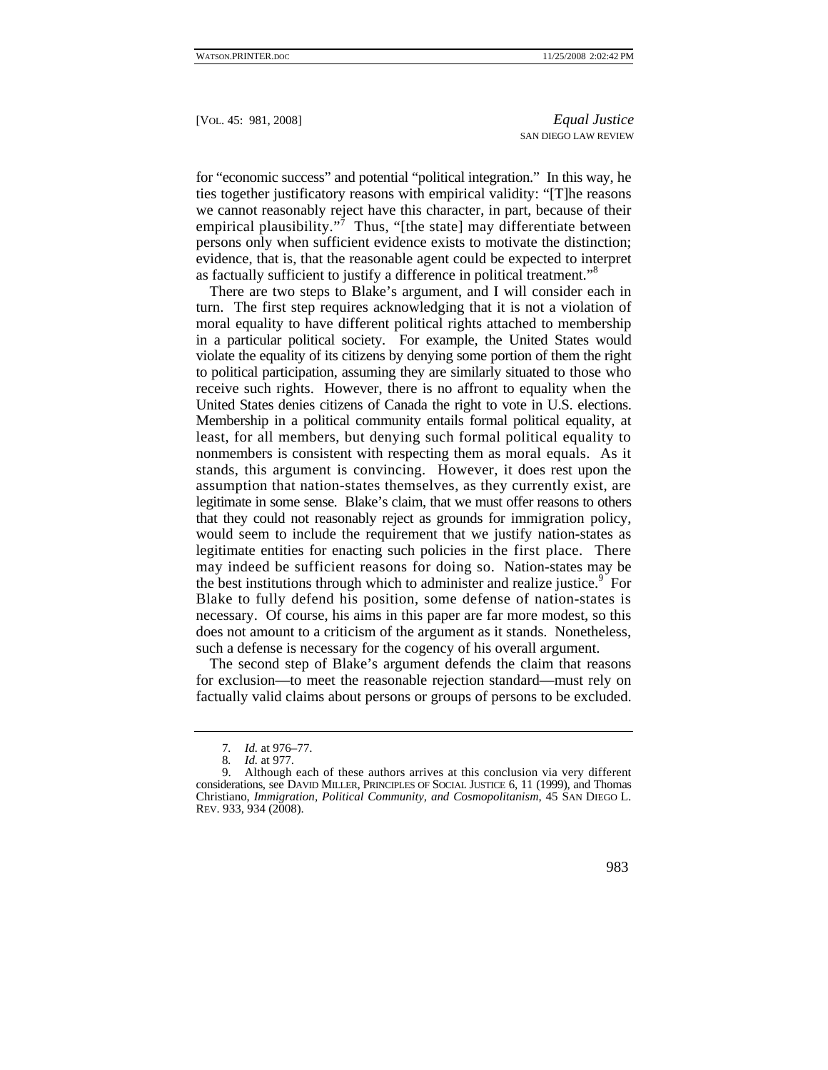for "economic success" and potential "political integration." In this way, he ties together justificatory reasons with empirical validity: "[T]he reasons we cannot reasonably reject have this character, in part, because of their empirical plausibility."[7] Thus, "[the state] may differentiate between persons only when sufficient evidence exists to motivate the distinction; evidence, that is, that the reasonable agent could be expected to interpret as factually sufficient to justify a difference in political treatment."[8]

There are two steps to Blake's argument, and I will consider each in turn. The first step requires acknowledging that it is not a violation of moral equality to have different political rights attached to membership in a particular political society. For example, the United States would violate the equality of its citizens by denying some portion of them the right to political participation, assuming they are similarly situated to those who receive such rights. However, there is no affront to equality when the United States denies citizens of Canada the right to vote in U.S. elections. Membership in a political community entails formal political equality, at least, for all members, but denying such formal political equality to nonmembers is consistent with respecting them as moral equals. As it stands, this argument is convincing. However, it does rest upon the assumption that nation-states themselves, as they currently exist, are legitimate in some sense. Blake's claim, that we must offer reasons to others that they could not reasonably reject as grounds for immigration policy, would seem to include the requirement that we justify nation-states as legitimate entities for enacting such policies in the first place. There may indeed be sufficient reasons for doing so. Nation-states may be the best institutions through which to administer and realize justice.[9] For Blake to fully defend his position, some defense of nation-states is necessary. Of course, his aims in this paper are far more modest, so this does not amount to a criticism of the argument as it stands. Nonetheless, such a defense is necessary for the cogency of his overall argument.

The second step of Blake's argument defends the claim that reasons for exclusion—to meet the reasonable rejection standard—must rely on factually valid claims about persons or groups of persons to be excluded.

---

7. *Id.* at 976–77.

8. *Id.* at 977.

9. Although each of these authors arrives at this conclusion via very different considerations, see DAVID MILLER, PRINCIPLES OF SOCIAL JUSTICE 6, 11 (1999), and Thomas Christiano, *Immigration, Political Community, and Cosmopolitanism*, 45 SAN DIEGO L. REV. 933, 934 (2008).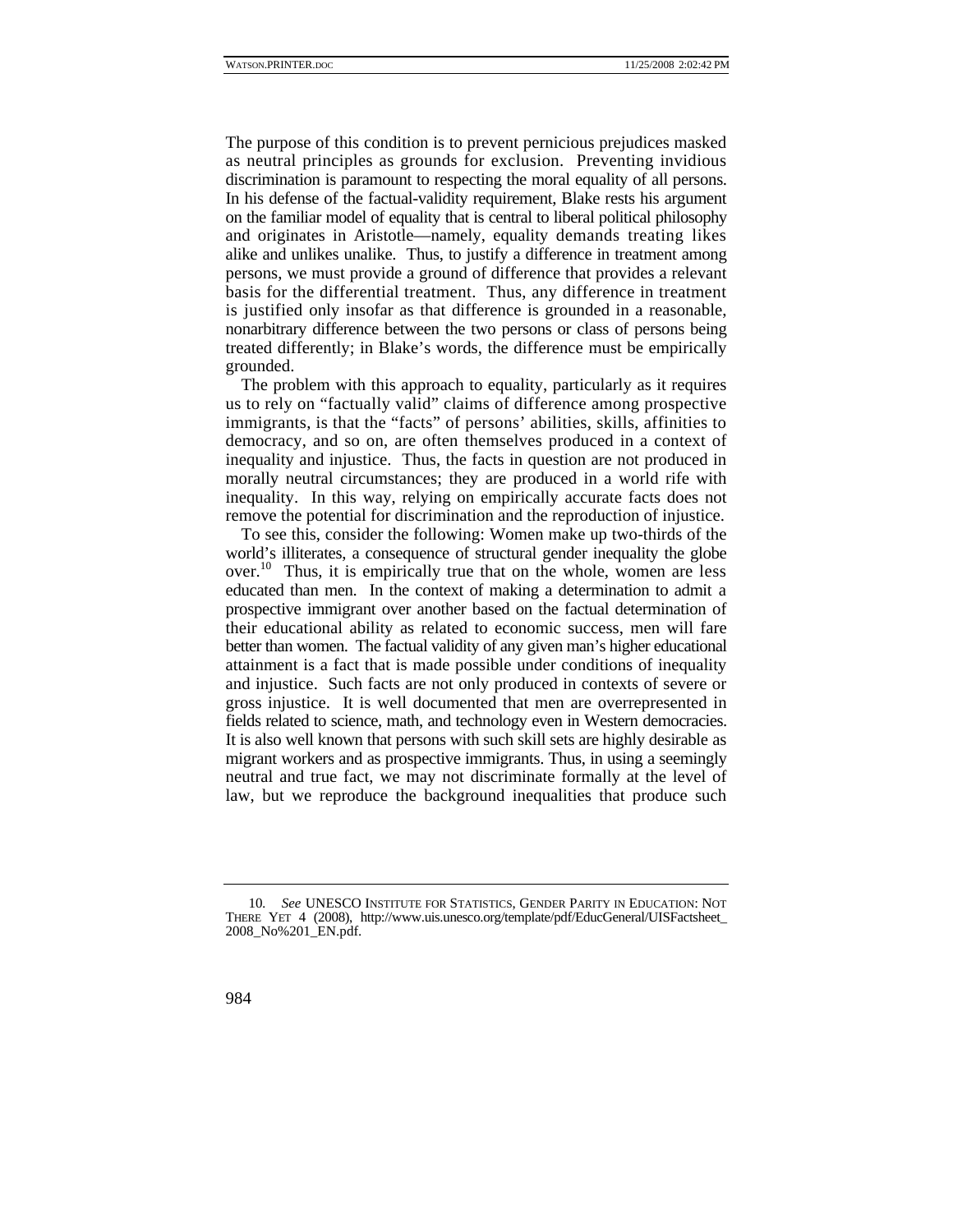The purpose of this condition is to prevent pernicious prejudices masked as neutral principles as grounds for exclusion. Preventing invidious discrimination is paramount to respecting the moral equality of all persons. In his defense of the factual-validity requirement, Blake rests his argument on the familiar model of equality that is central to liberal political philosophy and originates in Aristotle—namely, equality demands treating likes alike and unlikes unalike. Thus, to justify a difference in treatment among persons, we must provide a ground of difference that provides a relevant basis for the differential treatment. Thus, any difference in treatment is justified only insofar as that difference is grounded in a reasonable, nonarbitrary difference between the two persons or class of persons being treated differently; in Blake's words, the difference must be empirically grounded.

The problem with this approach to equality, particularly as it requires us to rely on "factually valid" claims of difference among prospective immigrants, is that the "facts" of persons' abilities, skills, affinities to democracy, and so on, are often themselves produced in a context of inequality and injustice. Thus, the facts in question are not produced in morally neutral circumstances; they are produced in a world rife with inequality. In this way, relying on empirically accurate facts does not remove the potential for discrimination and the reproduction of injustice.

To see this, consider the following: Women make up two-thirds of the world's illiterates, a consequence of structural gender inequality the globe over.[10] Thus, it is empirically true that on the whole, women are less educated than men. In the context of making a determination to admit a prospective immigrant over another based on the factual determination of their educational ability as related to economic success, men will fare better than women. The factual validity of any given man's higher educational attainment is a fact that is made possible under conditions of inequality and injustice. Such facts are not only produced in contexts of severe or gross injustice. It is well documented that men are overrepresented in fields related to science, math, and technology even in Western democracies. It is also well known that persons with such skill sets are highly desirable as migrant workers and as prospective immigrants. Thus, in using a seemingly neutral and true fact, we may not discriminate formally at the level of law, but we reproduce the background inequalities that produce such

---

10. *See* UNESCO INSTITUTE FOR STATISTICS, GENDER PARITY IN EDUCATION: NOT THERE YET 4 (2008), http://www.uis.unesco.org/template/pdf/EducGeneral/UISFactsheet_2008_No%201_EN.pdf.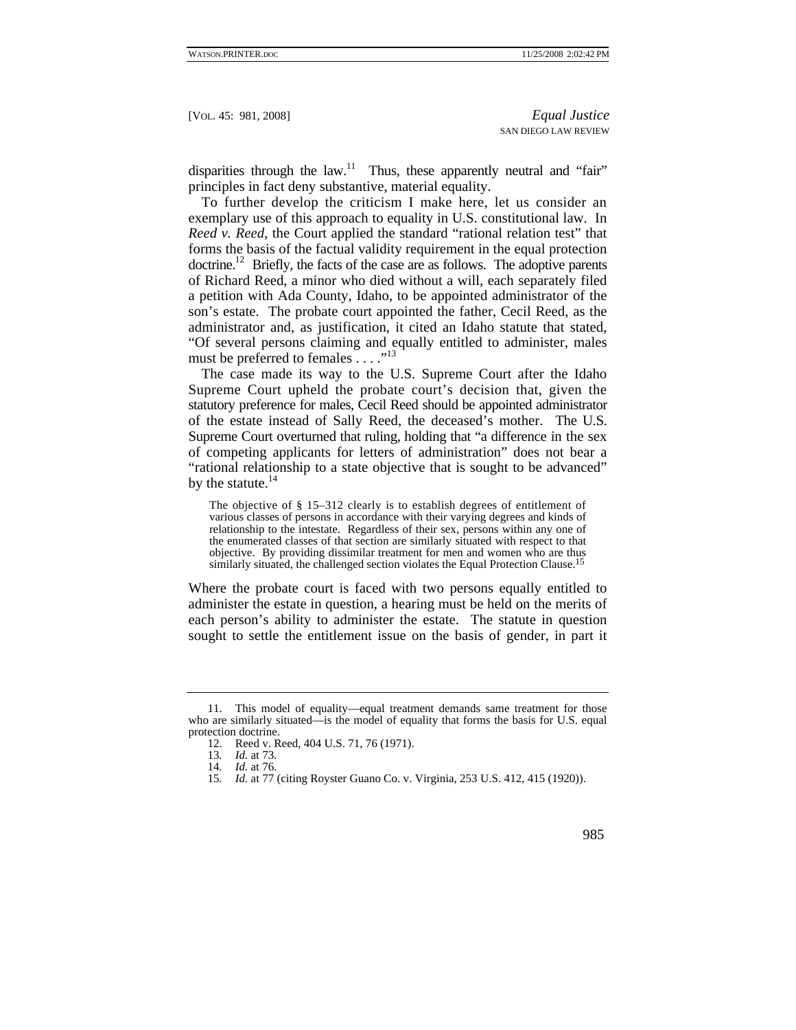disparities through the law.[11] Thus, these apparently neutral and "fair" principles in fact deny substantive, material equality.

To further develop the criticism I make here, let us consider an exemplary use of this approach to equality in U.S. constitutional law. In *Reed v. Reed*, the Court applied the standard "rational relation test" that forms the basis of the factual validity requirement in the equal protection doctrine.[12] Briefly, the facts of the case are as follows. The adoptive parents of Richard Reed, a minor who died without a will, each separately filed a petition with Ada County, Idaho, to be appointed administrator of the son's estate. The probate court appointed the father, Cecil Reed, as the administrator and, as justification, it cited an Idaho statute that stated, "Of several persons claiming and equally entitled to administer, males must be preferred to females . . . ."[13]

The case made its way to the U.S. Supreme Court after the Idaho Supreme Court upheld the probate court's decision that, given the statutory preference for males, Cecil Reed should be appointed administrator of the estate instead of Sally Reed, the deceased's mother. The U.S. Supreme Court overturned that ruling, holding that "a difference in the sex of competing applicants for letters of administration" does not bear a "rational relationship to a state objective that is sought to be advanced" by the statute.[14]

> The objective of § 15–312 clearly is to establish degrees of entitlement of various classes of persons in accordance with their varying degrees and kinds of relationship to the intestate. Regardless of their sex, persons within any one of the enumerated classes of that section are similarly situated with respect to that objective. By providing dissimilar treatment for men and women who are thus similarly situated, the challenged section violates the Equal Protection Clause.[15]

Where the probate court is faced with two persons equally entitled to administer the estate in question, a hearing must be held on the merits of each person's ability to administer the estate. The statute in question sought to settle the entitlement issue on the basis of gender, in part it

---

11. This model of equality—equal treatment demands same treatment for those who are similarly situated—is the model of equality that forms the basis for U.S. equal protection doctrine.

12. Reed v. Reed, 404 U.S. 71, 76 (1971).

13. *Id.* at 73.

14. *Id.* at 76.

15. *Id.* at 77 (citing Royster Guano Co. v. Virginia, 253 U.S. 412, 415 (1920)).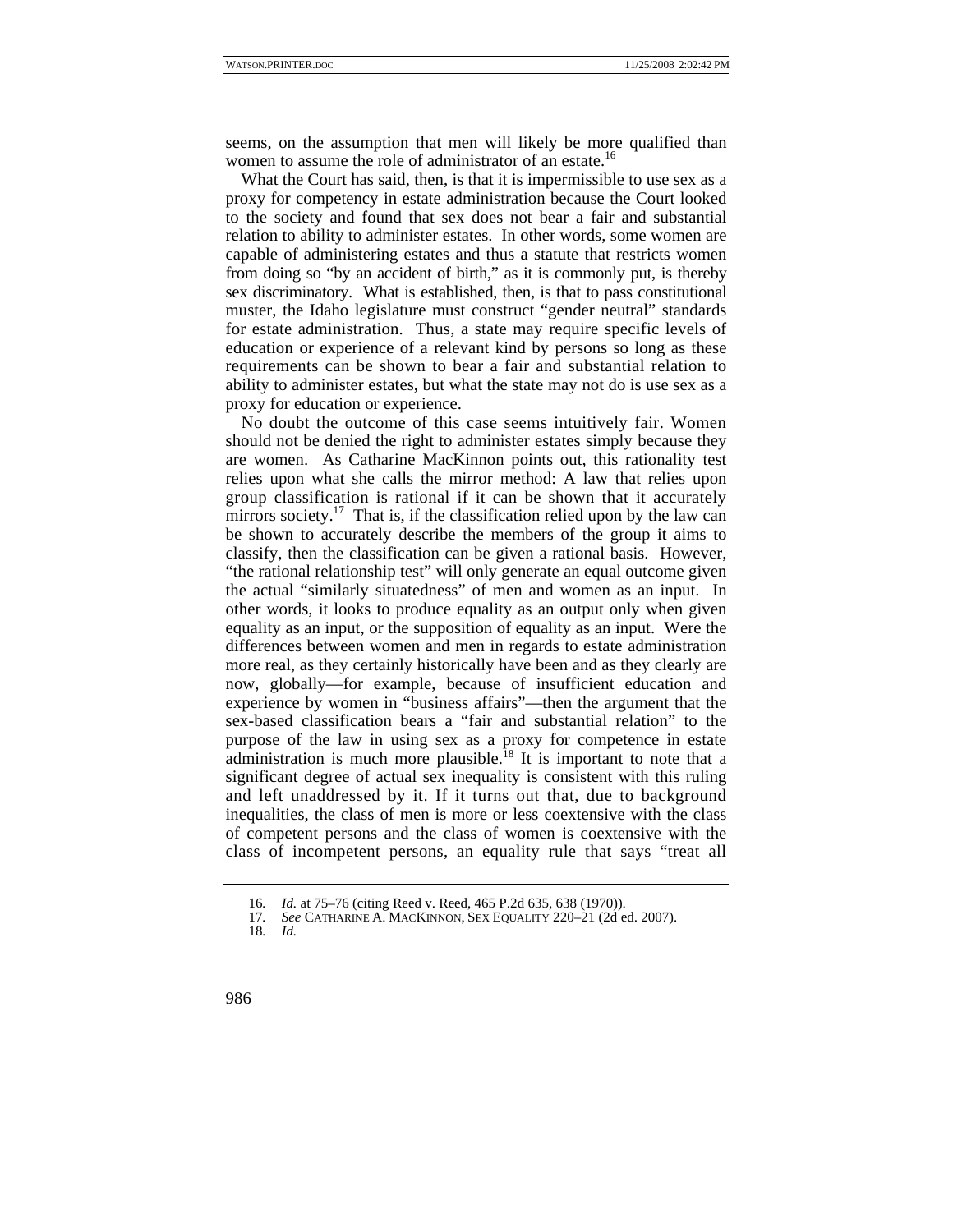seems, on the assumption that men will likely be more qualified than women to assume the role of administrator of an estate.[16]

What the Court has said, then, is that it is impermissible to use sex as a proxy for competency in estate administration because the Court looked to the society and found that sex does not bear a fair and substantial relation to ability to administer estates. In other words, some women are capable of administering estates and thus a statute that restricts women from doing so "by an accident of birth," as it is commonly put, is thereby sex discriminatory. What is established, then, is that to pass constitutional muster, the Idaho legislature must construct "gender neutral" standards for estate administration. Thus, a state may require specific levels of education or experience of a relevant kind by persons so long as these requirements can be shown to bear a fair and substantial relation to ability to administer estates, but what the state may not do is use sex as a proxy for education or experience.

No doubt the outcome of this case seems intuitively fair. Women should not be denied the right to administer estates simply because they are women. As Catharine MacKinnon points out, this rationality test relies upon what she calls the mirror method: A law that relies upon group classification is rational if it can be shown that it accurately mirrors society.[17] That is, if the classification relied upon by the law can be shown to accurately describe the members of the group it aims to classify, then the classification can be given a rational basis. However, "the rational relationship test" will only generate an equal outcome given the actual "similarly situatedness" of men and women as an input. In other words, it looks to produce equality as an output only when given equality as an input, or the supposition of equality as an input. Were the differences between women and men in regards to estate administration more real, as they certainly historically have been and as they clearly are now, globally—for example, because of insufficient education and experience by women in "business affairs"—then the argument that the sex-based classification bears a "fair and substantial relation" to the purpose of the law in using sex as a proxy for competence in estate administration is much more plausible.[18] It is important to note that a significant degree of actual sex inequality is consistent with this ruling and left unaddressed by it. If it turns out that, due to background inequalities, the class of men is more or less coextensive with the class of competent persons and the class of women is coextensive with the class of incompetent persons, an equality rule that says "treat all

---

16. *Id.* at 75–76 (citing Reed v. Reed, 465 P.2d 635, 638 (1970)).

17. *See* CATHARINE A. MACKINNON, SEX EQUALITY 220–21 (2d ed. 2007).

18. *Id.*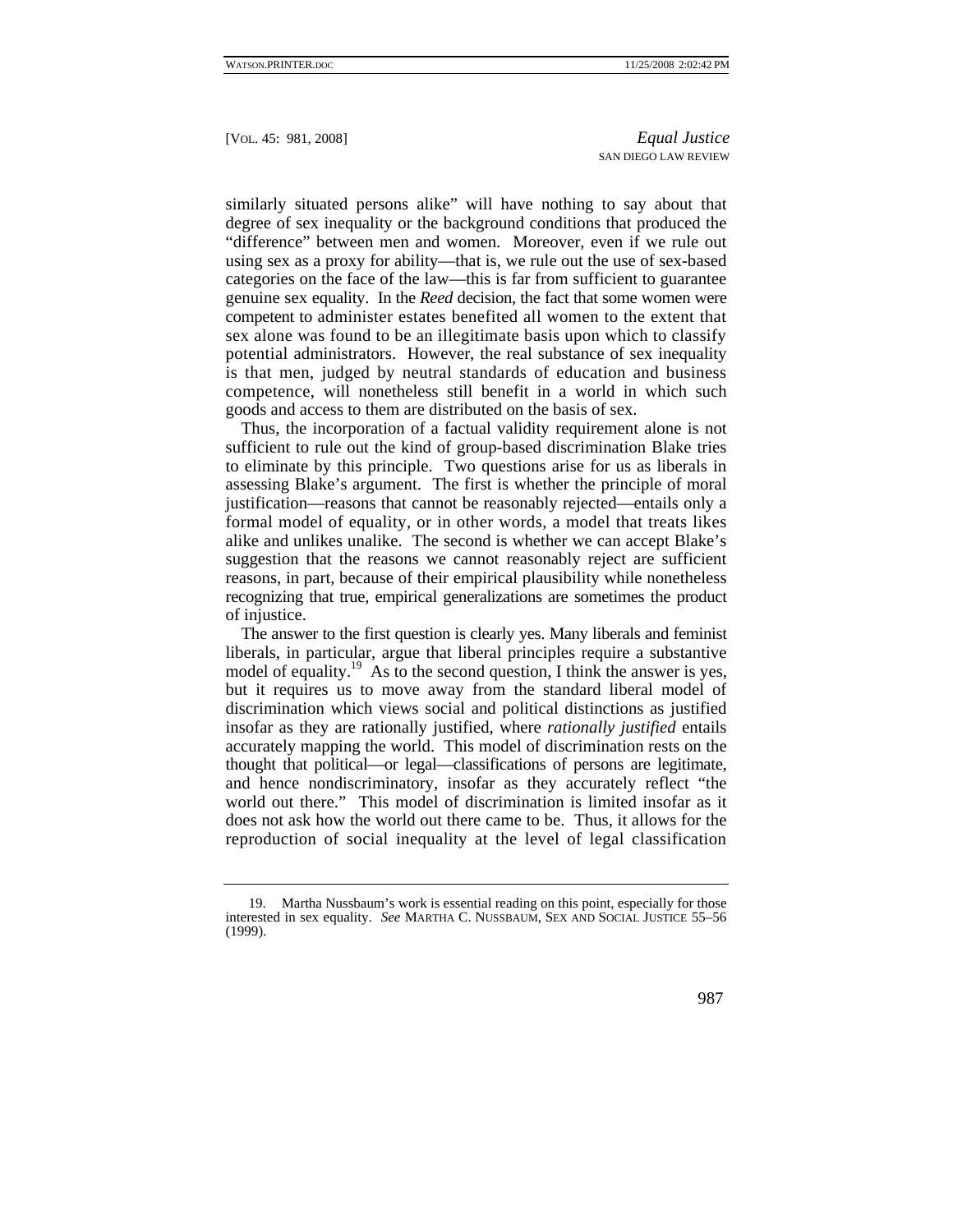similarly situated persons alike" will have nothing to say about that degree of sex inequality or the background conditions that produced the "difference" between men and women. Moreover, even if we rule out using sex as a proxy for ability—that is, we rule out the use of sex-based categories on the face of the law—this is far from sufficient to guarantee genuine sex equality. In the *Reed* decision, the fact that some women were competent to administer estates benefited all women to the extent that sex alone was found to be an illegitimate basis upon which to classify potential administrators. However, the real substance of sex inequality is that men, judged by neutral standards of education and business competence, will nonetheless still benefit in a world in which such goods and access to them are distributed on the basis of sex.

Thus, the incorporation of a factual validity requirement alone is not sufficient to rule out the kind of group-based discrimination Blake tries to eliminate by this principle. Two questions arise for us as liberals in assessing Blake's argument. The first is whether the principle of moral justification—reasons that cannot be reasonably rejected—entails only a formal model of equality, or in other words, a model that treats likes alike and unlikes unalike. The second is whether we can accept Blake's suggestion that the reasons we cannot reasonably reject are sufficient reasons, in part, because of their empirical plausibility while nonetheless recognizing that true, empirical generalizations are sometimes the product of injustice.

The answer to the first question is clearly yes. Many liberals and feminist liberals, in particular, argue that liberal principles require a substantive model of equality.[19] As to the second question, I think the answer is yes, but it requires us to move away from the standard liberal model of discrimination which views social and political distinctions as justified insofar as they are rationally justified, where *rationally justified* entails accurately mapping the world. This model of discrimination rests on the thought that political—or legal—classifications of persons are legitimate, and hence nondiscriminatory, insofar as they accurately reflect "the world out there." This model of discrimination is limited insofar as it does not ask how the world out there came to be. Thus, it allows for the reproduction of social inequality at the level of legal classification

19. Martha Nussbaum's work is essential reading on this point, especially for those interested in sex equality. *See* MARTHA C. NUSSBAUM, SEX AND SOCIAL JUSTICE 55–56 (1999).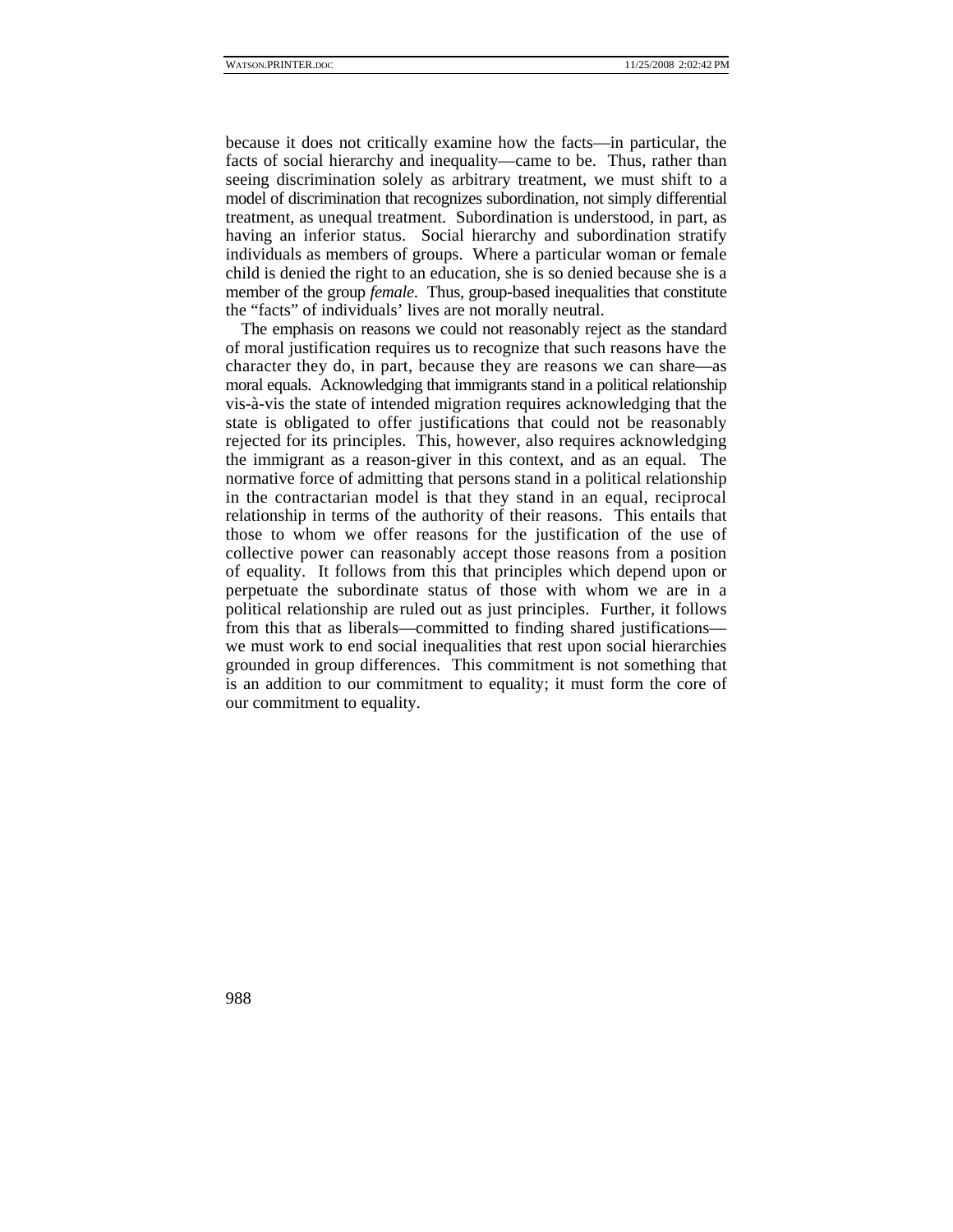because it does not critically examine how the facts—in particular, the facts of social hierarchy and inequality—came to be. Thus, rather than seeing discrimination solely as arbitrary treatment, we must shift to a model of discrimination that recognizes subordination, not simply differential treatment, as unequal treatment. Subordination is understood, in part, as having an inferior status. Social hierarchy and subordination stratify individuals as members of groups. Where a particular woman or female child is denied the right to an education, she is so denied because she is a member of the group *female*. Thus, group-based inequalities that constitute the "facts" of individuals' lives are not morally neutral.

The emphasis on reasons we could not reasonably reject as the standard of moral justification requires us to recognize that such reasons have the character they do, in part, because they are reasons we can share—as moral equals. Acknowledging that immigrants stand in a political relationship vis-à-vis the state of intended migration requires acknowledging that the state is obligated to offer justifications that could not be reasonably rejected for its principles. This, however, also requires acknowledging the immigrant as a reason-giver in this context, and as an equal. The normative force of admitting that persons stand in a political relationship in the contractarian model is that they stand in an equal, reciprocal relationship in terms of the authority of their reasons. This entails that those to whom we offer reasons for the justification of the use of collective power can reasonably accept those reasons from a position of equality. It follows from this that principles which depend upon or perpetuate the subordinate status of those with whom we are in a political relationship are ruled out as just principles. Further, it follows from this that as liberals—committed to finding shared justifications—we must work to end social inequalities that rest upon social hierarchies grounded in group differences. This commitment is not something that is an addition to our commitment to equality; it must form the core of our commitment to equality.